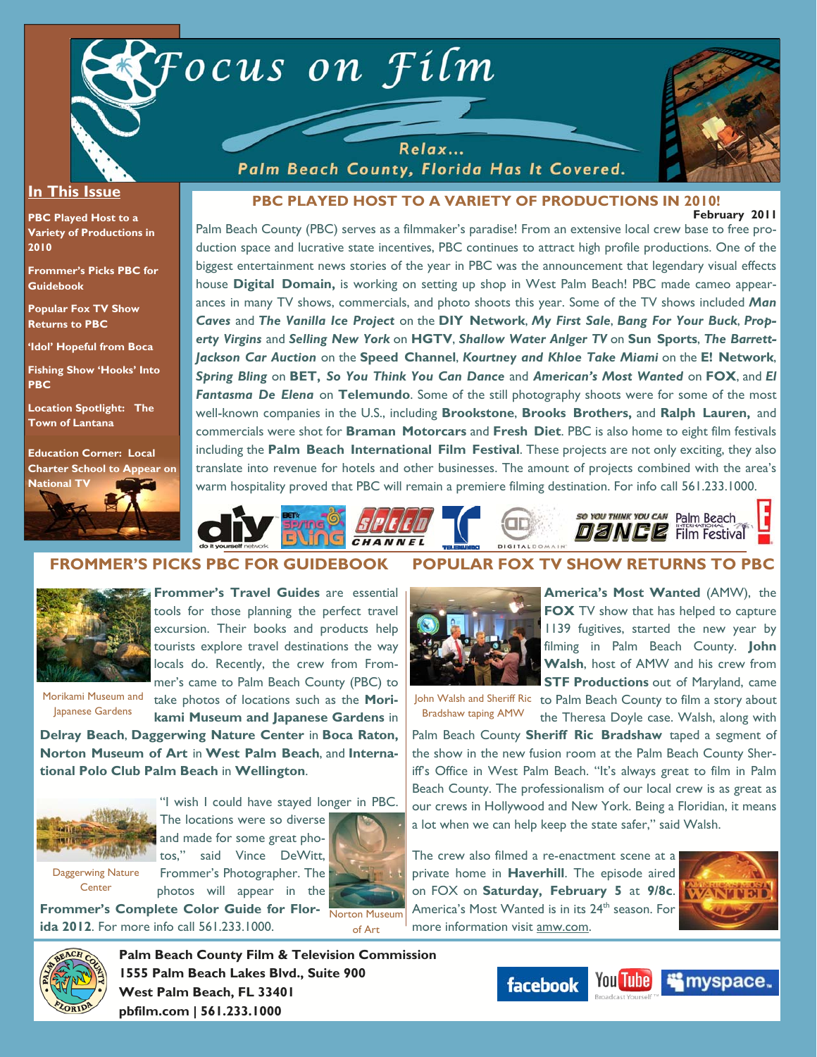# Focus on Film

Relax...
Palm Beach County, Florida Has It Covered.

## In This Issue

- PBC Played Host to a Variety of Productions in 2010
- Frommer's Picks PBC for Guidebook
- Popular Fox TV Show Returns to PBC
- 'Idol' Hopeful from Boca
- Fishing Show 'Hooks' Into PBC
- Location Spotlight: The Town of Lantana
- Education Corner: Local Charter School to Appear on National TV

## PBC PLAYED HOST TO A VARIETY OF PRODUCTIONS IN 2010!

**February 2011**

Palm Beach County (PBC) serves as a filmmaker's paradise! From an extensive local crew base to free production space and lucrative state incentives, PBC continues to attract high profile productions. One of the biggest entertainment news stories of the year in PBC was the announcement that legendary visual effects house **Digital Domain,** is working on setting up shop in West Palm Beach! PBC made cameo appearances in many TV shows, commercials, and photo shoots this year. Some of the TV shows included ***Man Caves*** and ***The Vanilla Ice Project*** on the **DIY Network**, ***My First Sale***, ***Bang For Your Buck***, ***Property Virgins*** and ***Selling New York*** on **HGTV**, ***Shallow Water Anlger TV*** on **Sun Sports**, ***The Barrett-Jackson Car Auction*** on the **Speed Channel**, ***Kourtney and Khloe Take Miami*** on the **E! Network**, ***Spring Bling*** on **BET, *So You Think You Can Dance*** and ***American's Most Wanted*** on **FOX**, and ***El Fantasma De Elena*** on **Telemundo**. Some of the still photography shoots were for some of the most well-known companies in the U.S., including **Brookstone**, **Brooks Brothers,** and **Ralph Lauren,** and commercials were shot for **Braman Motorcars** and **Fresh Diet**. PBC is also home to eight film festivals including the **Palm Beach International Film Festival**. These projects are not only exciting, they also translate into revenue for hotels and other businesses. The amount of projects combined with the area's warm hospitality proved that PBC will remain a premiere filming destination. For info call 561.233.1000.

## FROMMER'S PICKS PBC FOR GUIDEBOOK

Morikami Museum and Japanese Gardens

**Frommer's Travel Guides** are essential tools for those planning the perfect travel excursion. Their books and products help tourists explore travel destinations the way locals do. Recently, the crew from Frommer's came to Palm Beach County (PBC) to take photos of locations such as the **Morikami Museum and Japanese Gardens** in **Delray Beach**, **Daggerwing Nature Center** in **Boca Raton, Norton Museum of Art** in **West Palm Beach**, and **International Polo Club Palm Beach** in **Wellington**.

Daggerwing Nature Center

Norton Museum of Art

"I wish I could have stayed longer in PBC. The locations were so diverse and made for some great photos," said Vince DeWitt, Frommer's Photographer. The photos will appear in the **Frommer's Complete Color Guide for Florida 2012**. For more info call 561.233.1000.

## POPULAR FOX TV SHOW RETURNS TO PBC

John Walsh and Sheriff Ric Bradshaw taping AMW

**America's Most Wanted** (AMW), the **FOX** TV show that has helped to capture 1139 fugitives, started the new year by filming in Palm Beach County. **John Walsh**, host of AMW and his crew from **STF Productions** out of Maryland, came to Palm Beach County to film a story about the Theresa Doyle case. Walsh, along with Palm Beach County **Sheriff Ric Bradshaw** taped a segment of the show in the new fusion room at the Palm Beach County Sheriff's Office in West Palm Beach. "It's always great to film in Palm Beach County. The professionalism of our local crew is as great as our crews in Hollywood and New York. Being a Floridian, it means a lot when we can help keep the state safer," said Walsh.

The crew also filmed a re-enactment scene at a private home in **Haverhill**. The episode aired on FOX on **Saturday, February 5** at **9/8c**. America's Most Wanted is in its 24th season. For more information visit amw.com.

**Palm Beach County Film & Television Commission**
**1555 Palm Beach Lakes Blvd., Suite 900**
**West Palm Beach, FL 33401**
**pbfilm.com | 561.233.1000**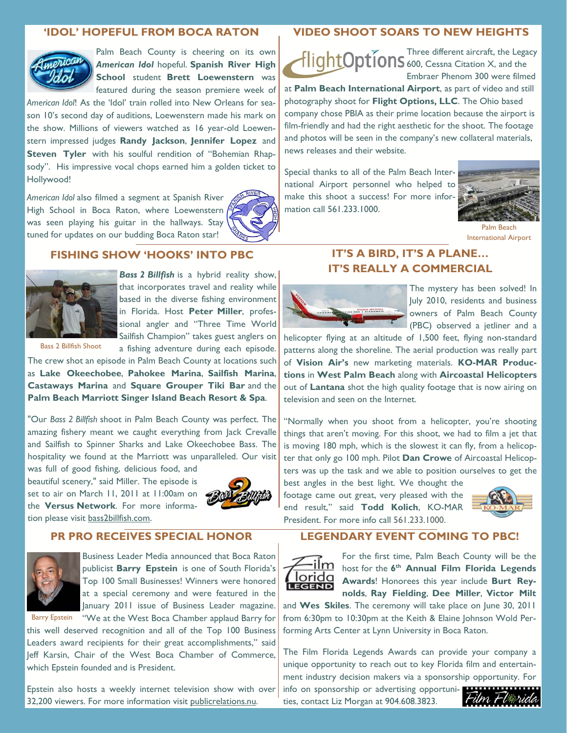## 'IDOL' HOPEFUL FROM BOCA RATON

Palm Beach County is cheering on its own ***American Idol*** hopeful. **Spanish River High School** student **Brett Loewenstern** was featured during the season premiere week of *American Idol*! As the 'Idol' train rolled into New Orleans for season 10's second day of auditions, Loewenstern made his mark on the show. Millions of viewers watched as 16 year-old Loewenstern impressed judges **Randy Jackson**, **Jennifer Lopez** and **Steven Tyler** with his soulful rendition of "Bohemian Rhapsody". His impressive vocal chops earned him a golden ticket to Hollywood!

*American Idol* also filmed a segment at Spanish River High School in Boca Raton, where Loewenstern was seen playing his guitar in the hallways. Stay tuned for updates on our budding Boca Raton star!

## FISHING SHOW 'HOOKS' INTO PBC

Bass 2 Billfish Shoot

***Bass 2 Billfish*** is a hybrid reality show, that incorporates travel and reality while based in the diverse fishing environment in Florida. Host **Peter Miller**, professional angler and "Three Time World Sailfish Champion" takes guest anglers on a fishing adventure during each episode. The crew shot an episode in Palm Beach County at locations such as **Lake Okeechobee**, **Pahokee Marina**, **Sailfish Marina**, **Castaways Marina** and **Square Grouper Tiki Bar** and the **Palm Beach Marriott Singer Island Beach Resort & Spa**.

"Our *Bass 2 Billfish* shoot in Palm Beach County was perfect. The amazing fishery meant we caught everything from Jack Crevalle and Sailfish to Spinner Sharks and Lake Okeechobee Bass. The hospitality we found at the Marriott was unparalleled. Our visit was full of good fishing, delicious food, and beautiful scenery," said Miller. The episode is set to air on March 11, 2011 at 11:00am on the **Versus Network**. For more information please visit bass2billfish.com.

## PR PRO RECEIVES SPECIAL HONOR

Barry Epstein

Business Leader Media announced that Boca Raton publicist **Barry Epstein** is one of South Florida's Top 100 Small Businesses! Winners were honored at a special ceremony and were featured in the January 2011 issue of Business Leader magazine. "We at the West Boca Chamber applaud Barry for this well deserved recognition and all of the Top 100 Business Leaders award recipients for their great accomplishments," said Jeff Karsin, Chair of the West Boca Chamber of Commerce, which Epstein founded and is President.

Epstein also hosts a weekly internet television show with over 32,200 viewers. For more information visit publicrelations.nu.

## VIDEO SHOOT SOARS TO NEW HEIGHTS

Three different aircraft, the Legacy 600, Cessna Citation X, and the Embraer Phenom 300 were filmed at **Palm Beach International Airport**, as part of video and still photography shoot for **Flight Options, LLC**. The Ohio based company chose PBIA as their prime location because the airport is film-friendly and had the right aesthetic for the shoot. The footage and photos will be seen in the company's new collateral materials, news releases and their website.

Special thanks to all of the Palm Beach International Airport personnel who helped to make this shoot a success! For more information call 561.233.1000.

Palm Beach International Airport

## IT'S A BIRD, IT'S A PLANE… IT'S REALLY A COMMERCIAL

The mystery has been solved! In July 2010, residents and business owners of Palm Beach County (PBC) observed a jetliner and a helicopter flying at an altitude of 1,500 feet, flying non-standard patterns along the shoreline. The aerial production was really part of **Vision Air's** new marketing materials. **KO-MAR Productions** in **West Palm Beach** along with **Aircoastal Helicopters** out of **Lantana** shot the high quality footage that is now airing on television and seen on the Internet.

"Normally when you shoot from a helicopter, you're shooting things that aren't moving. For this shoot, we had to film a jet that is moving 180 mph, which is the slowest it can fly, from a helicopter that only go 100 mph. Pilot **Dan Crowe** of Aircoastal Helicopters was up the task and we able to position ourselves to get the best angles in the best light. We thought the footage came out great, very pleased with the end result," said **Todd Kolich**, KO-MAR President. For more info call 561.233.1000.

## LEGENDARY EVENT COMING TO PBC!

For the first time, Palm Beach County will be the host for the **6th Annual Film Florida Legends Awards**! Honorees this year include **Burt Reynolds**, **Ray Fielding**, **Dee Miller**, **Victor Milt** and **Wes Skiles**. The ceremony will take place on June 30, 2011 from 6:30pm to 10:30pm at the Keith & Elaine Johnson Wold Performing Arts Center at Lynn University in Boca Raton.

The Film Florida Legends Awards can provide your company a unique opportunity to reach out to key Florida film and entertainment industry decision makers via a sponsorship opportunity. For info on sponsorship or advertising opportunities, contact Liz Morgan at 904.608.3823.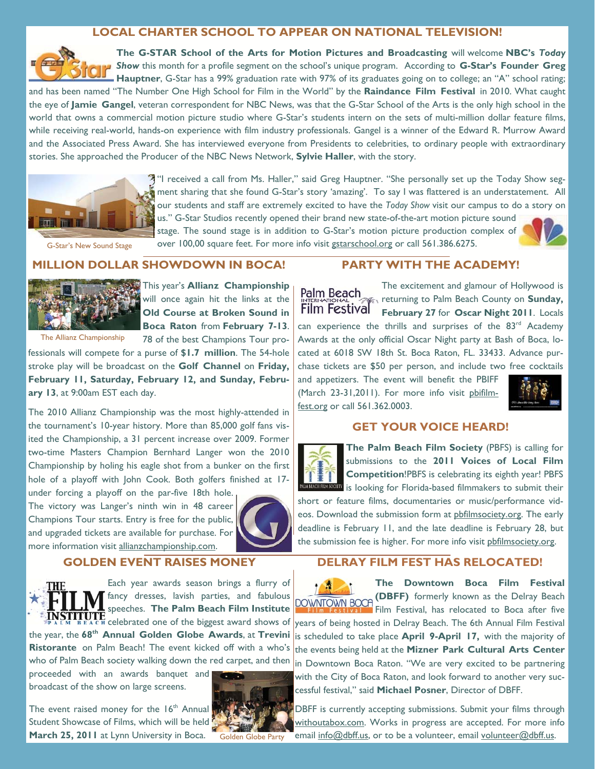## LOCAL CHARTER SCHOOL TO APPEAR ON NATIONAL TELEVISION!

**The G-STAR School of the Arts for Motion Pictures and Broadcasting** will welcome **NBC's *Today Show*** this month for a profile segment on the school's unique program. According to **G-Star's Founder Greg Hauptner**, G-Star has a 99% graduation rate with 97% of its graduates going on to college; an "A" school rating; and has been named "The Number One High School for Film in the World" by the **Raindance Film Festival** in 2010. What caught the eye of **Jamie Gangel**, veteran correspondent for NBC News, was that the G-Star School of the Arts is the only high school in the world that owns a commercial motion picture studio where G-Star's students intern on the sets of multi-million dollar feature films, while receiving real-world, hands-on experience with film industry professionals. Gangel is a winner of the Edward R. Murrow Award and the Associated Press Award. She has interviewed everyone from Presidents to celebrities, to ordinary people with extraordinary stories. She approached the Producer of the NBC News Network, **Sylvie Haller**, with the story.

"I received a call from Ms. Haller," said Greg Hauptner. "She personally set up the Today Show segment sharing that she found G-Star's story 'amazing'. To say I was flattered is an understatement. All our students and staff are extremely excited to have the *Today Show* visit our campus to do a story on us." G-Star Studios recently opened their brand new state-of-the-art motion picture sound stage. The sound stage is in addition to G-Star's motion picture production complex of over 100,00 square feet. For more info visit gstarschool.org or call 561.386.6275.

G-Star's New Sound Stage

## MILLION DOLLAR SHOWDOWN IN BOCA!

This year's **Allianz Championship** will once again hit the links at the **Old Course at Broken Sound in Boca Raton** from **February 7-13**. 78 of the best Champions Tour professionals will compete for a purse of **$1.7 million**. The 54-hole stroke play will be broadcast on the **Golf Channel** on **Friday, February 11, Saturday, February 12, and Sunday, February 13**, at 9:00am EST each day.

The Allianz Championship

The 2010 Allianz Championship was the most highly-attended in the tournament's 10-year history. More than 85,000 golf fans visited the Championship, a 31 percent increase over 2009. Former two-time Masters Champion Bernhard Langer won the 2010 Championship by holing his eagle shot from a bunker on the first hole of a playoff with John Cook. Both golfers finished at 17-under forcing a playoff on the par-five 18th hole. The victory was Langer's ninth win in 48 career Champions Tour starts. Entry is free for the public, and upgraded tickets are available for purchase. For more information visit allianzchampionship.com.

## PARTY WITH THE ACADEMY!

The excitement and glamour of Hollywood is returning to Palm Beach County on **Sunday, February 27** for **Oscar Night 2011**. Locals can experience the thrills and surprises of the 83rd Academy Awards at the only official Oscar Night party at Bash of Boca, located at 6018 SW 18th St. Boca Raton, FL. 33433. Advance purchase tickets are $50 per person, and include two free cocktails and appetizers. The event will benefit the PBIFF (March 23-31,2011). For more info visit pbifilmfest.org or call 561.362.0003.

## GET YOUR VOICE HEARD!

**The Palm Beach Film Society** (PBFS) is calling for submissions to the **2011 Voices of Local Film Competition**!PBFS is celebrating its eighth year! PBFS is looking for Florida-based filmmakers to submit their short or feature films, documentaries or music/performance videos. Download the submission form at pbfilmsociety.org. The early deadline is February 11, and the late deadline is February 28, but the submission fee is higher. For more info visit pbfilmsociety.org.

## GOLDEN EVENT RAISES MONEY

Each year awards season brings a flurry of fancy dresses, lavish parties, and fabulous speeches. **The Palm Beach Film Institute** celebrated one of the biggest award shows of the year, the **68th Annual Golden Globe Awards**, at **Trevini Ristorante** on Palm Beach! The event kicked off with a who's who of Palm Beach society walking down the red carpet, and then proceeded with an awards banquet and broadcast of the show on large screens.

The event raised money for the 16th Annual Student Showcase of Films, which will be held **March 25, 2011** at Lynn University in Boca.

Golden Globe Party

## DELRAY FILM FEST HAS RELOCATED!

**The Downtown Boca Film Festival (DBFF)** formerly known as the Delray Beach Film Festival, has relocated to Boca after five years of being hosted in Delray Beach. The 6th Annual Film Festival is scheduled to take place **April 9-April 17,** with the majority of the events being held at the **Mizner Park Cultural Arts Center** in Downtown Boca Raton. "We are very excited to be partnering with the City of Boca Raton, and look forward to another very successful festival," said **Michael Posner**, Director of DBFF.

DBFF is currently accepting submissions. Submit your films through withoutabox.com. Works in progress are accepted. For more info email info@dbff.us, or to be a volunteer, email volunteer@dbff.us.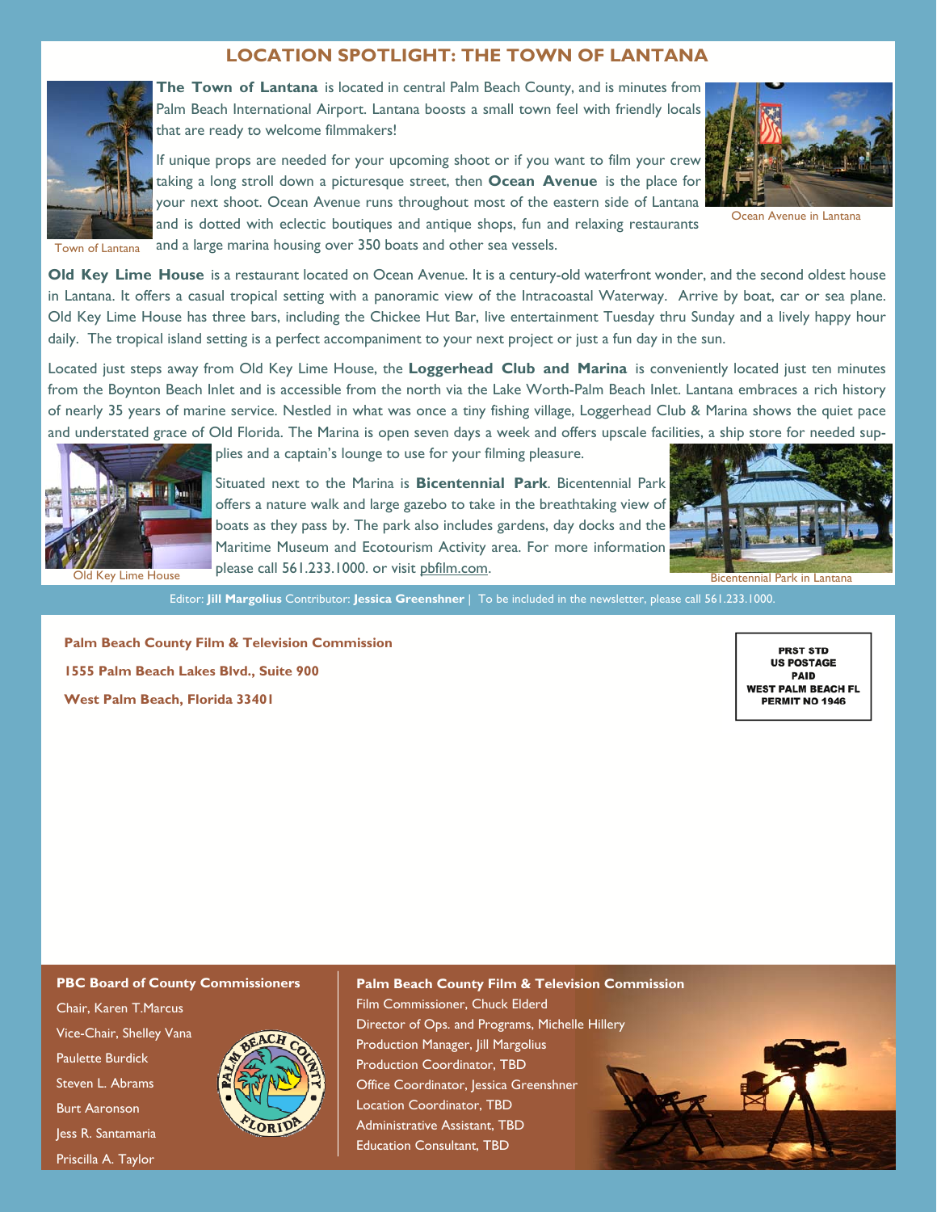## LOCATION SPOTLIGHT: THE TOWN OF LANTANA

**The Town of Lantana** is located in central Palm Beach County, and is minutes from Palm Beach International Airport. Lantana boosts a small town feel with friendly locals that are ready to welcome filmmakers!

If unique props are needed for your upcoming shoot or if you want to film your crew taking a long stroll down a picturesque street, then **Ocean Avenue** is the place for your next shoot. Ocean Avenue runs throughout most of the eastern side of Lantana and is dotted with eclectic boutiques and antique shops, fun and relaxing restaurants and a large marina housing over 350 boats and other sea vessels.

Town of Lantana

Ocean Avenue in Lantana

**Old Key Lime House** is a restaurant located on Ocean Avenue. It is a century-old waterfront wonder, and the second oldest house in Lantana. It offers a casual tropical setting with a panoramic view of the Intracoastal Waterway. Arrive by boat, car or sea plane. Old Key Lime House has three bars, including the Chickee Hut Bar, live entertainment Tuesday thru Sunday and a lively happy hour daily. The tropical island setting is a perfect accompaniment to your next project or just a fun day in the sun.

Located just steps away from Old Key Lime House, the **Loggerhead Club and Marina** is conveniently located just ten minutes from the Boynton Beach Inlet and is accessible from the north via the Lake Worth-Palm Beach Inlet. Lantana embraces a rich history of nearly 35 years of marine service. Nestled in what was once a tiny fishing village, Loggerhead Club & Marina shows the quiet pace and understated grace of Old Florida. The Marina is open seven days a week and offers upscale facilities, a ship store for needed supplies and a captain's lounge to use for your filming pleasure.

Situated next to the Marina is **Bicentennial Park**. Bicentennial Park offers a nature walk and large gazebo to take in the breathtaking view of boats as they pass by. The park also includes gardens, day docks and the Maritime Museum and Ecotourism Activity area. For more information please call 561.233.1000. or visit pbfilm.com.

Old Key Lime House

Bicentennial Park in Lantana

Editor: **Jill Margolius** Contributor: **Jessica Greenshner** | To be included in the newsletter, please call 561.233.1000.

**Palm Beach County Film & Television Commission**

**1555 Palm Beach Lakes Blvd., Suite 900**

**West Palm Beach, Florida 33401**

PRST STD
US POSTAGE
PAID
WEST PALM BEACH FL
PERMIT NO 1946

**PBC Board of County Commissioners**

Chair, Karen T.Marcus
Vice-Chair, Shelley Vana
Paulette Burdick
Steven L. Abrams
Burt Aaronson
Jess R. Santamaria
Priscilla A. Taylor

**Palm Beach County Film & Television Commission**

Film Commissioner, Chuck Elderd
Director of Ops. and Programs, Michelle Hillery
Production Manager, Jill Margolius
Production Coordinator, TBD
Office Coordinator, Jessica Greenshner
Location Coordinator, TBD
Administrative Assistant, TBD
Education Consultant, TBD